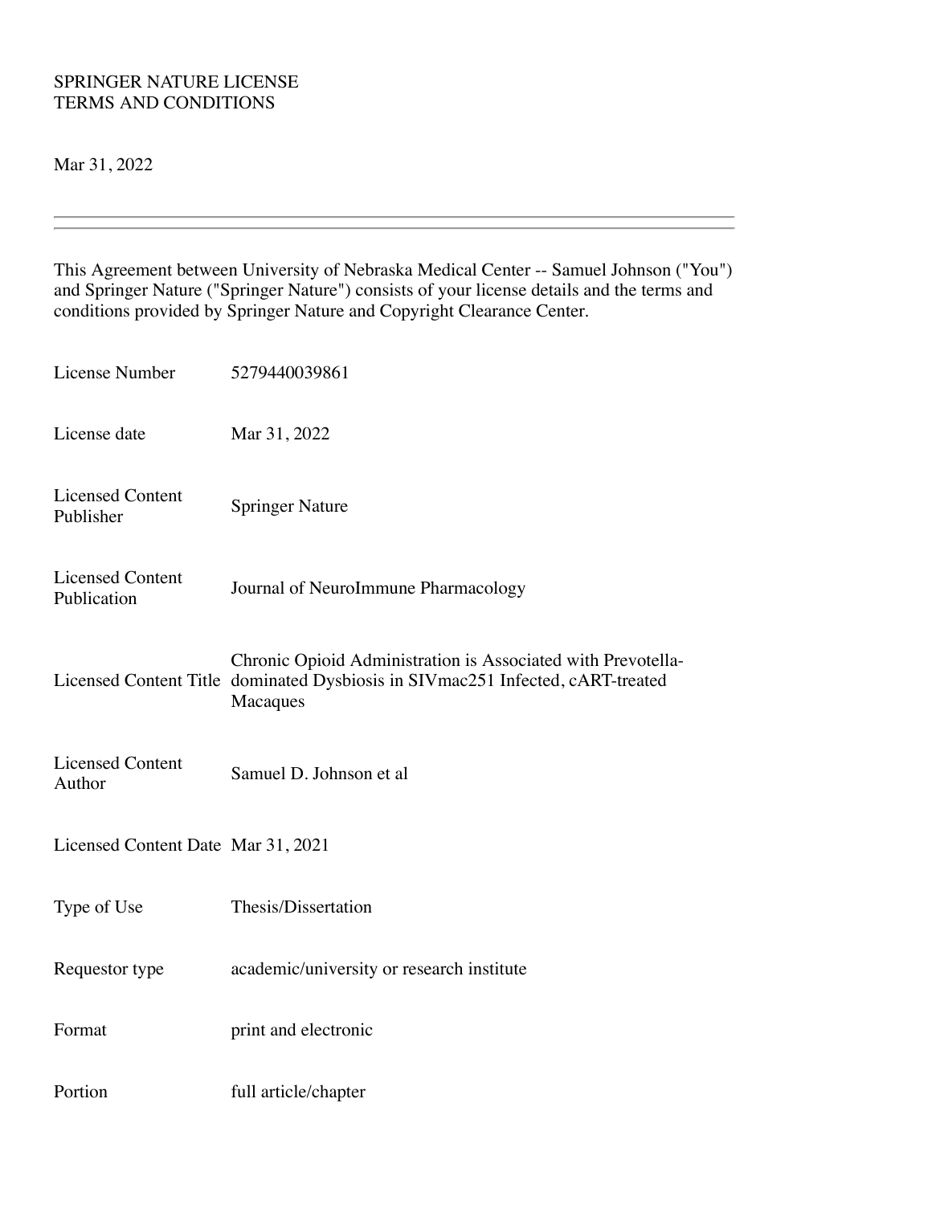SPRINGER NATURE LICENSE
TERMS AND CONDITIONS

Mar 31, 2022

---

This Agreement between University of Nebraska Medical Center -- Samuel Johnson ("You") and Springer Nature ("Springer Nature") consists of your license details and the terms and conditions provided by Springer Nature and Copyright Clearance Center.

| | |
|---|---|
| License Number | 5279440039861 |
| License date | Mar 31, 2022 |
| Licensed Content Publisher | Springer Nature |
| Licensed Content Publication | Journal of NeuroImmune Pharmacology |
| Licensed Content Title | Chronic Opioid Administration is Associated with Prevotella-dominated Dysbiosis in SIVmac251 Infected, cART-treated Macaques |
| Licensed Content Author | Samuel D. Johnson et al |
| Licensed Content Date | Mar 31, 2021 |
| Type of Use | Thesis/Dissertation |
| Requestor type | academic/university or research institute |
| Format | print and electronic |
| Portion | full article/chapter |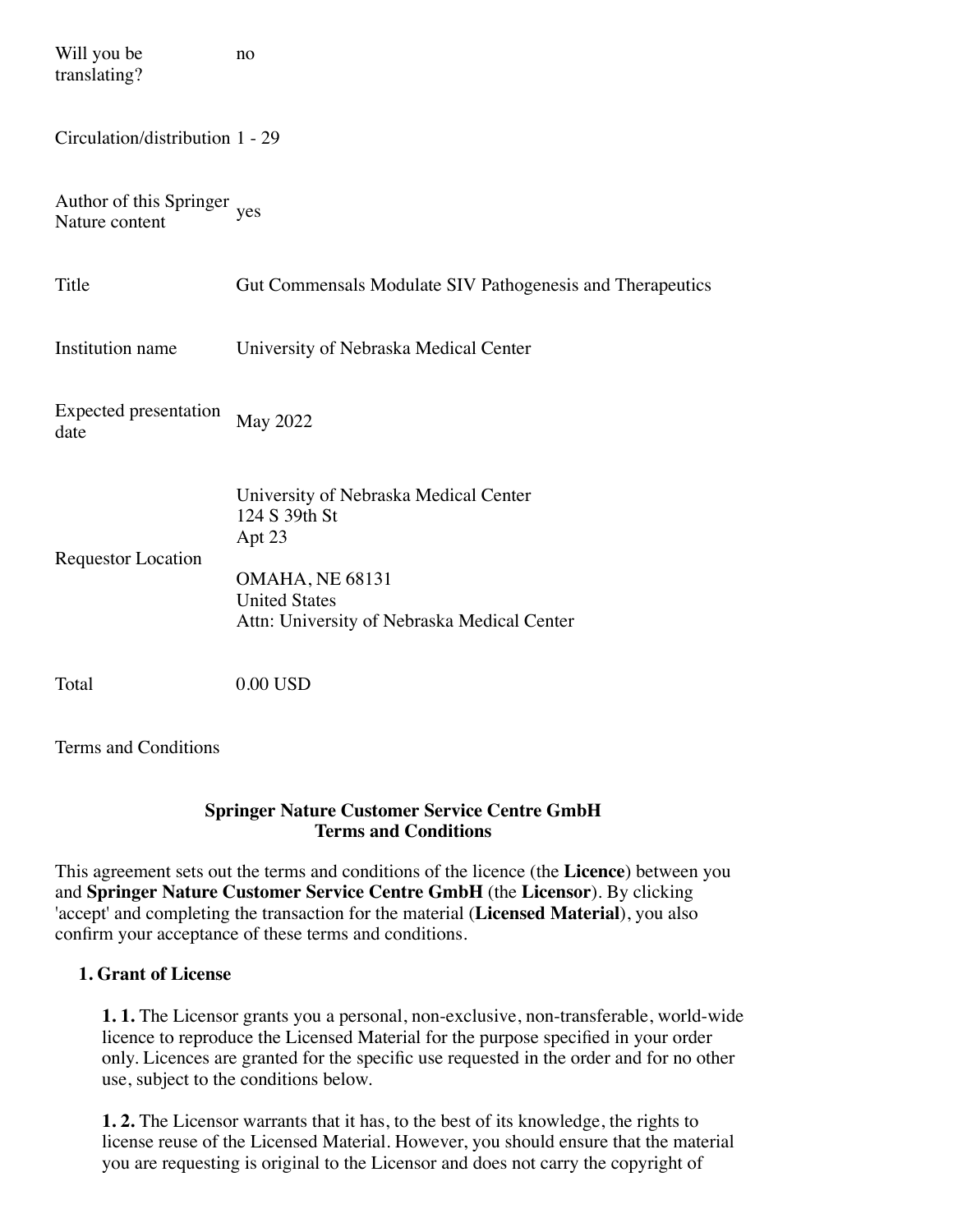| | |
|---|---|
| Will you be translating? | no |
| Circulation/distribution | 1 - 29 |
| Author of this Springer Nature content | yes |
| Title | Gut Commensals Modulate SIV Pathogenesis and Therapeutics |
| Institution name | University of Nebraska Medical Center |
| Expected presentation date | May 2022 |
| Requestor Location | University of Nebraska Medical Center<br>124 S 39th St<br>Apt 23<br><br>OMAHA, NE 68131<br>United States<br>Attn: University of Nebraska Medical Center |
| Total | 0.00 USD |

Terms and Conditions

**Springer Nature Customer Service Centre GmbH**
**Terms and Conditions**

This agreement sets out the terms and conditions of the licence (the **Licence**) between you and **Springer Nature Customer Service Centre GmbH** (the **Licensor**). By clicking 'accept' and completing the transaction for the material (**Licensed Material**), you also confirm your acceptance of these terms and conditions.

1. **Grant of License**

   **1. 1.** The Licensor grants you a personal, non-exclusive, non-transferable, world-wide licence to reproduce the Licensed Material for the purpose specified in your order only. Licences are granted for the specific use requested in the order and for no other use, subject to the conditions below.

   **1. 2.** The Licensor warrants that it has, to the best of its knowledge, the rights to license reuse of the Licensed Material. However, you should ensure that the material you are requesting is original to the Licensor and does not carry the copyright of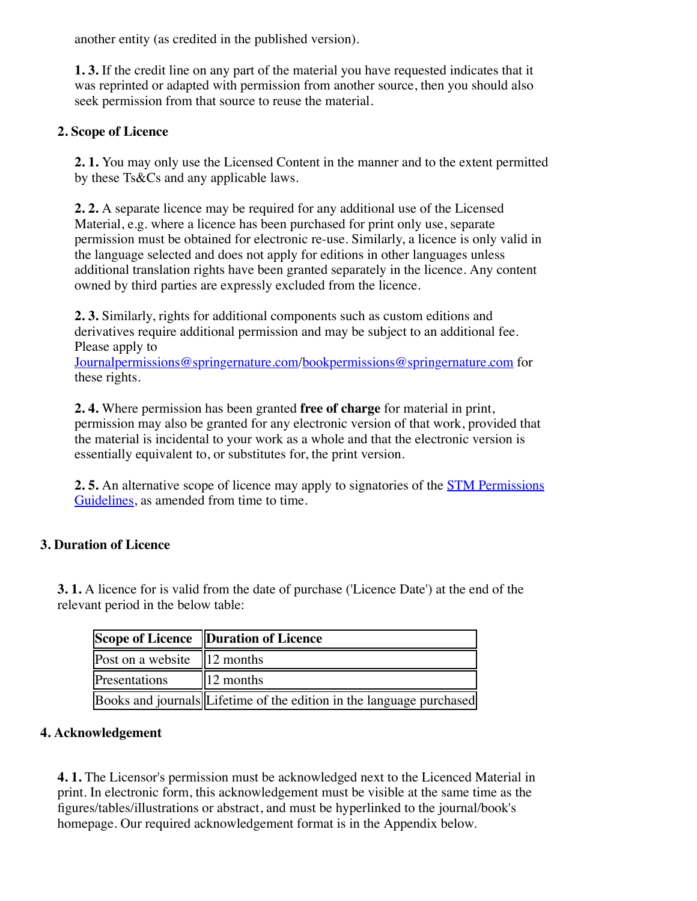another entity (as credited in the published version).

**1. 3.** If the credit line on any part of the material you have requested indicates that it was reprinted or adapted with permission from another source, then you should also seek permission from that source to reuse the material.

**2. Scope of Licence**

**2. 1.** You may only use the Licensed Content in the manner and to the extent permitted by these Ts&Cs and any applicable laws.

**2. 2.** A separate licence may be required for any additional use of the Licensed Material, e.g. where a licence has been purchased for print only use, separate permission must be obtained for electronic re-use. Similarly, a licence is only valid in the language selected and does not apply for editions in other languages unless additional translation rights have been granted separately in the licence. Any content owned by third parties are expressly excluded from the licence.

**2. 3.** Similarly, rights for additional components such as custom editions and derivatives require additional permission and may be subject to an additional fee. Please apply to Journalpermissions@springernature.com/bookpermissions@springernature.com for these rights.

**2. 4.** Where permission has been granted **free of charge** for material in print, permission may also be granted for any electronic version of that work, provided that the material is incidental to your work as a whole and that the electronic version is essentially equivalent to, or substitutes for, the print version.

**2. 5.** An alternative scope of licence may apply to signatories of the STM Permissions Guidelines, as amended from time to time.

**3. Duration of Licence**

**3. 1.** A licence for is valid from the date of purchase ('Licence Date') at the end of the relevant period in the below table:

| Scope of Licence | Duration of Licence |
|---|---|
| Post on a website | 12 months |
| Presentations | 12 months |
| Books and journals | Lifetime of the edition in the language purchased |

**4. Acknowledgement**

**4. 1.** The Licensor's permission must be acknowledged next to the Licenced Material in print. In electronic form, this acknowledgement must be visible at the same time as the figures/tables/illustrations or abstract, and must be hyperlinked to the journal/book's homepage. Our required acknowledgement format is in the Appendix below.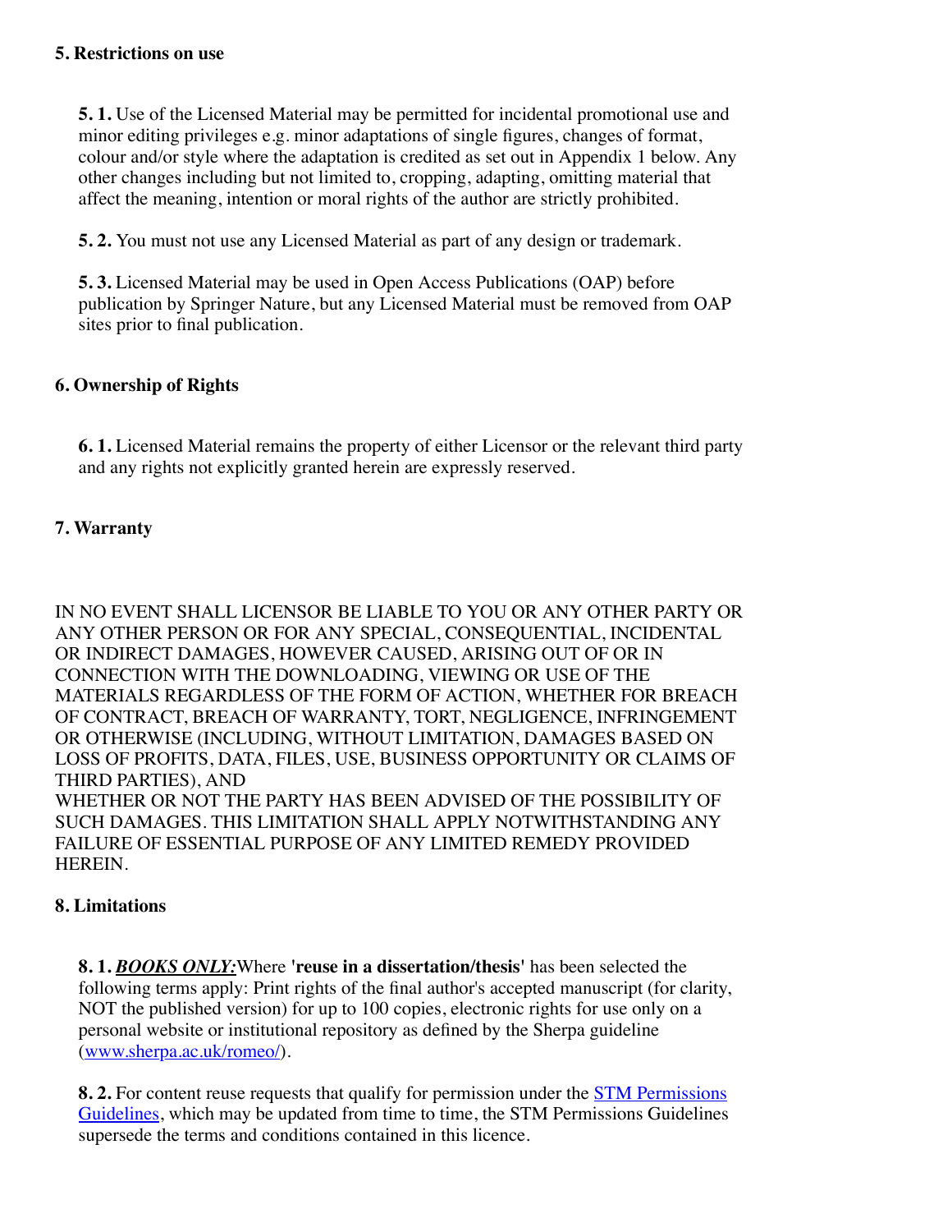**5. Restrictions on use**

**5. 1.** Use of the Licensed Material may be permitted for incidental promotional use and minor editing privileges e.g. minor adaptations of single figures, changes of format, colour and/or style where the adaptation is credited as set out in Appendix 1 below. Any other changes including but not limited to, cropping, adapting, omitting material that affect the meaning, intention or moral rights of the author are strictly prohibited.

**5. 2.** You must not use any Licensed Material as part of any design or trademark.

**5. 3.** Licensed Material may be used in Open Access Publications (OAP) before publication by Springer Nature, but any Licensed Material must be removed from OAP sites prior to final publication.

**6. Ownership of Rights**

**6. 1.** Licensed Material remains the property of either Licensor or the relevant third party and any rights not explicitly granted herein are expressly reserved.

**7. Warranty**

IN NO EVENT SHALL LICENSOR BE LIABLE TO YOU OR ANY OTHER PARTY OR ANY OTHER PERSON OR FOR ANY SPECIAL, CONSEQUENTIAL, INCIDENTAL OR INDIRECT DAMAGES, HOWEVER CAUSED, ARISING OUT OF OR IN CONNECTION WITH THE DOWNLOADING, VIEWING OR USE OF THE MATERIALS REGARDLESS OF THE FORM OF ACTION, WHETHER FOR BREACH OF CONTRACT, BREACH OF WARRANTY, TORT, NEGLIGENCE, INFRINGEMENT OR OTHERWISE (INCLUDING, WITHOUT LIMITATION, DAMAGES BASED ON LOSS OF PROFITS, DATA, FILES, USE, BUSINESS OPPORTUNITY OR CLAIMS OF THIRD PARTIES), AND
WHETHER OR NOT THE PARTY HAS BEEN ADVISED OF THE POSSIBILITY OF SUCH DAMAGES. THIS LIMITATION SHALL APPLY NOTWITHSTANDING ANY FAILURE OF ESSENTIAL PURPOSE OF ANY LIMITED REMEDY PROVIDED HEREIN.

**8. Limitations**

**8. 1.** ***BOOKS ONLY:***Where **'reuse in a dissertation/thesis'** has been selected the following terms apply: Print rights of the final author's accepted manuscript (for clarity, NOT the published version) for up to 100 copies, electronic rights for use only on a personal website or institutional repository as defined by the Sherpa guideline (www.sherpa.ac.uk/romeo/).

**8. 2.** For content reuse requests that qualify for permission under the STM Permissions Guidelines, which may be updated from time to time, the STM Permissions Guidelines supersede the terms and conditions contained in this licence.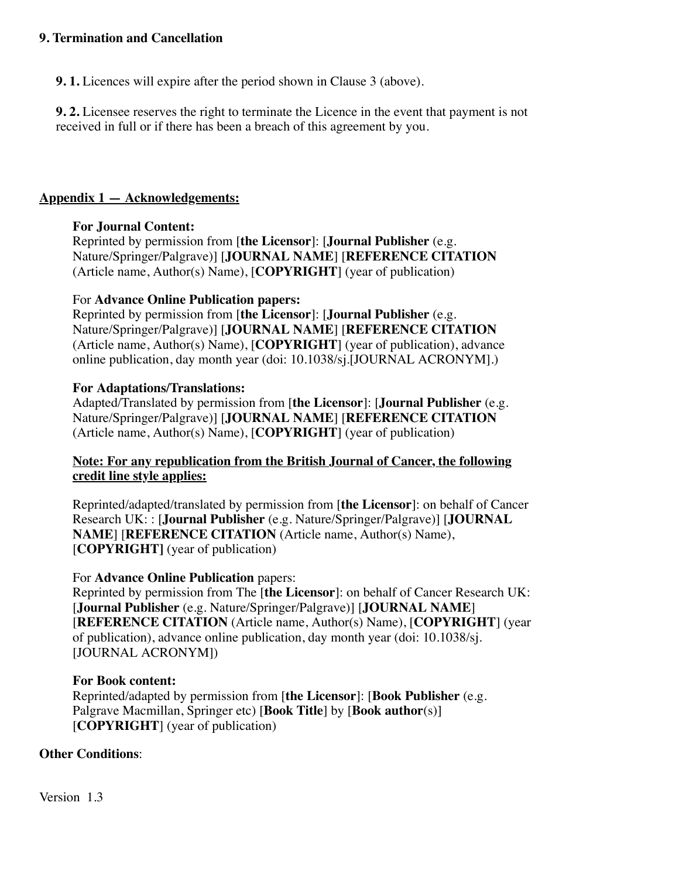**9. Termination and Cancellation**

**9. 1.** Licences will expire after the period shown in Clause 3 (above).

**9. 2.** Licensee reserves the right to terminate the Licence in the event that payment is not received in full or if there has been a breach of this agreement by you.

## Appendix 1 — Acknowledgements:

**For Journal Content:**
Reprinted by permission from [**the Licensor**]: [**Journal Publisher** (e.g. Nature/Springer/Palgrave)] [**JOURNAL NAME**] [**REFERENCE CITATION** (Article name, Author(s) Name), [**COPYRIGHT**] (year of publication)

For **Advance Online Publication papers:**
Reprinted by permission from [**the Licensor**]: [**Journal Publisher** (e.g. Nature/Springer/Palgrave)] [**JOURNAL NAME**] [**REFERENCE CITATION** (Article name, Author(s) Name), [**COPYRIGHT**] (year of publication), advance online publication, day month year (doi: 10.1038/sj.[JOURNAL ACRONYM].)

**For Adaptations/Translations:**
Adapted/Translated by permission from [**the Licensor**]: [**Journal Publisher** (e.g. Nature/Springer/Palgrave)] [**JOURNAL NAME**] [**REFERENCE CITATION** (Article name, Author(s) Name), [**COPYRIGHT**] (year of publication)

**Note: For any republication from the British Journal of Cancer, the following credit line style applies:**

Reprinted/adapted/translated by permission from [**the Licensor**]: on behalf of Cancer Research UK: : [**Journal Publisher** (e.g. Nature/Springer/Palgrave)] [**JOURNAL NAME**] [**REFERENCE CITATION** (Article name, Author(s) Name), [**COPYRIGHT]** (year of publication)

For **Advance Online Publication** papers:
Reprinted by permission from The [**the Licensor**]: on behalf of Cancer Research UK: [**Journal Publisher** (e.g. Nature/Springer/Palgrave)] [**JOURNAL NAME**] [**REFERENCE CITATION** (Article name, Author(s) Name), [**COPYRIGHT**] (year of publication), advance online publication, day month year (doi: 10.1038/sj. [JOURNAL ACRONYM])

**For Book content:**
Reprinted/adapted by permission from [**the Licensor**]: [**Book Publisher** (e.g. Palgrave Macmillan, Springer etc) [**Book Title**] by [**Book author**(s)] [**COPYRIGHT**] (year of publication)

**Other Conditions**:

Version 1.3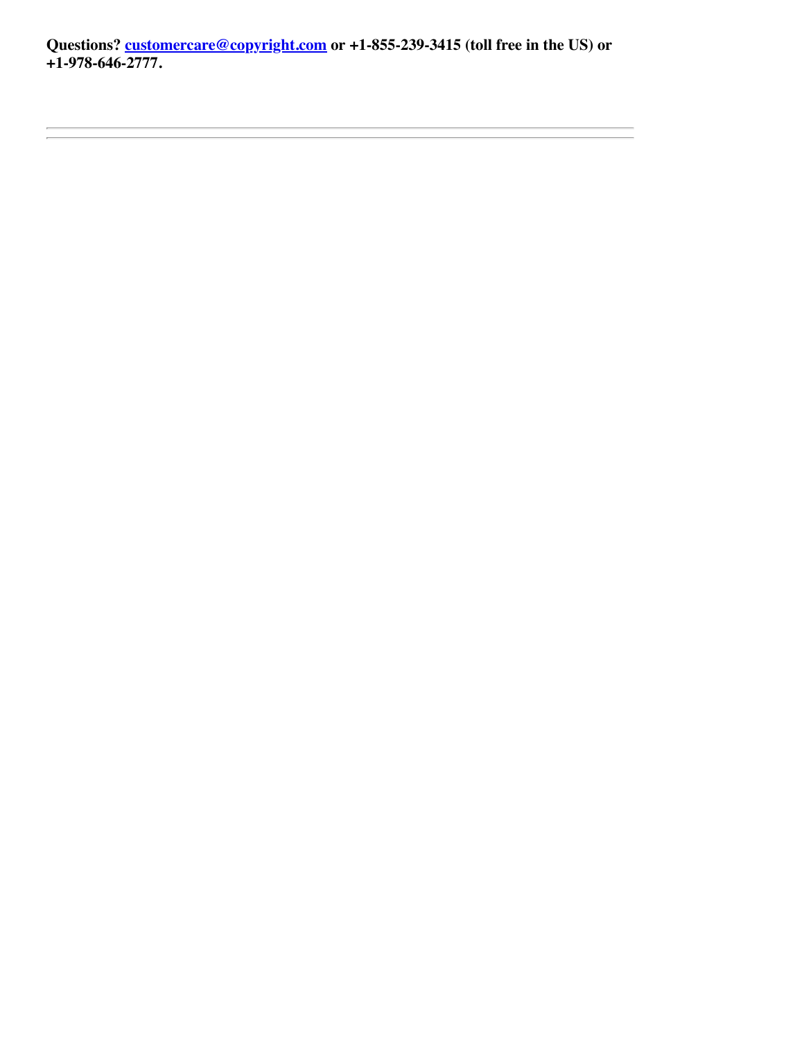**Questions? customercare@copyright.com or +1-855-239-3415 (toll free in the US) or +1-978-646-2777.**

---

---